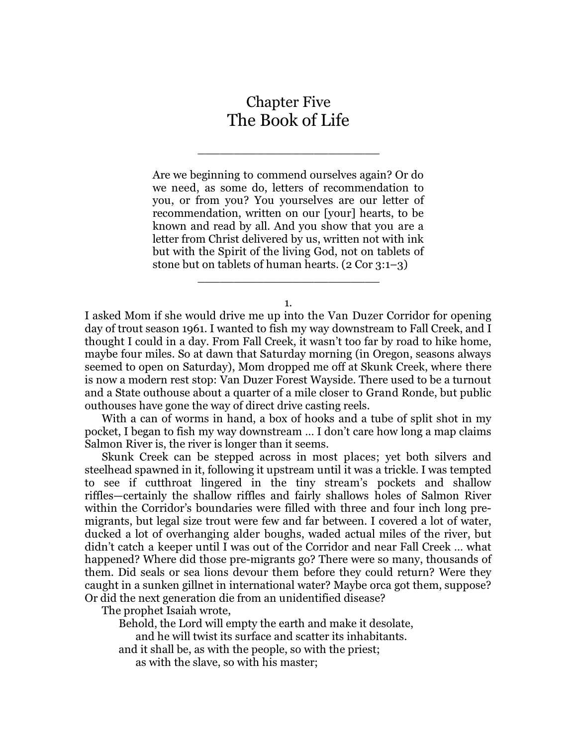# Chapter Five
# The Book of Life

---

> Are we beginning to commend ourselves again? Or do we need, as some do, letters of recommendation to you, or from you? You yourselves are our letter of recommendation, written on our [your] hearts, to be known and read by all. And you show that you are a letter from Christ delivered by us, written not with ink but with the Spirit of the living God, not on tablets of stone but on tablets of human hearts. (2 Cor 3:1–3)

---

1.

I asked Mom if she would drive me up into the Van Duzer Corridor for opening day of trout season 1961. I wanted to fish my way downstream to Fall Creek, and I thought I could in a day. From Fall Creek, it wasn't too far by road to hike home, maybe four miles. So at dawn that Saturday morning (in Oregon, seasons always seemed to open on Saturday), Mom dropped me off at Skunk Creek, where there is now a modern rest stop: Van Duzer Forest Wayside. There used to be a turnout and a State outhouse about a quarter of a mile closer to Grand Ronde, but public outhouses have gone the way of direct drive casting reels.

With a can of worms in hand, a box of hooks and a tube of split shot in my pocket, I began to fish my way downstream … I don't care how long a map claims Salmon River is, the river is longer than it seems.

Skunk Creek can be stepped across in most places; yet both silvers and steelhead spawned in it, following it upstream until it was a trickle. I was tempted to see if cutthroat lingered in the tiny stream's pockets and shallow riffles—certainly the shallow riffles and fairly shallows holes of Salmon River within the Corridor's boundaries were filled with three and four inch long pre-migrants, but legal size trout were few and far between. I covered a lot of water, ducked a lot of overhanging alder boughs, waded actual miles of the river, but didn't catch a keeper until I was out of the Corridor and near Fall Creek … what happened? Where did those pre-migrants go? There were so many, thousands of them. Did seals or sea lions devour them before they could return? Were they caught in a sunken gillnet in international water? Maybe orca got them, suppose? Or did the next generation die from an unidentified disease?

The prophet Isaiah wrote,

> Behold, the Lord will empty the earth and make it desolate,
>     and he will twist its surface and scatter its inhabitants.
> and it shall be, as with the people, so with the priest;
>     as with the slave, so with his master;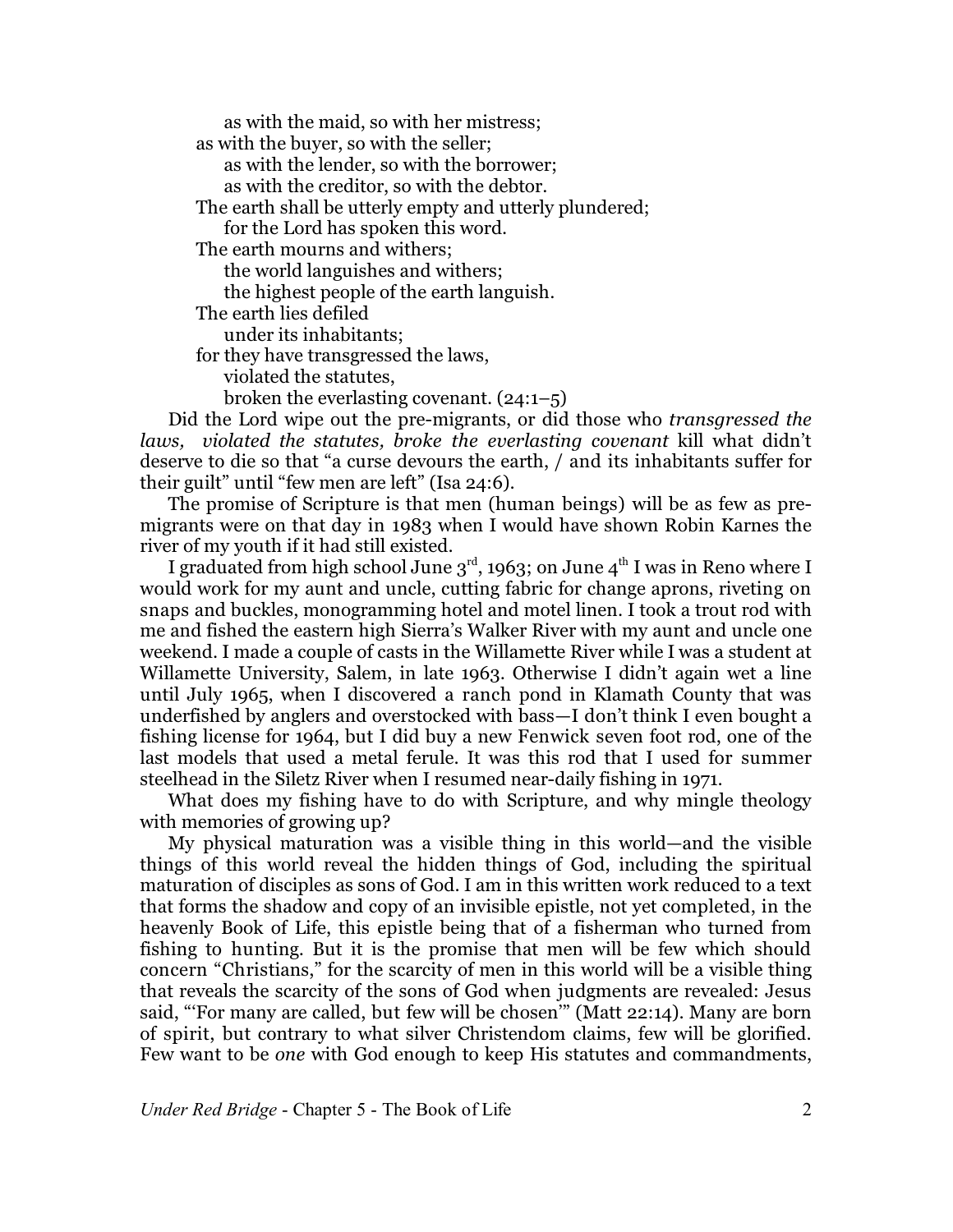as with the maid, so with her mistress;
as with the buyer, so with the seller;
as with the lender, so with the borrower;
as with the creditor, so with the debtor.
The earth shall be utterly empty and utterly plundered;
for the Lord has spoken this word.
The earth mourns and withers;
the world languishes and withers;
the highest people of the earth languish.
The earth lies defiled
under its inhabitants;
for they have transgressed the laws,
violated the statutes,
broken the everlasting covenant. (24:1–5)

Did the Lord wipe out the pre-migrants, or did those who *transgressed the laws, violated the statutes, broke the everlasting covenant* kill what didn't deserve to die so that "a curse devours the earth, / and its inhabitants suffer for their guilt" until "few men are left" (Isa 24:6).

The promise of Scripture is that men (human beings) will be as few as pre-migrants were on that day in 1983 when I would have shown Robin Karnes the river of my youth if it had still existed.

I graduated from high school June 3rd, 1963; on June 4th I was in Reno where I would work for my aunt and uncle, cutting fabric for change aprons, riveting on snaps and buckles, monogramming hotel and motel linen. I took a trout rod with me and fished the eastern high Sierra's Walker River with my aunt and uncle one weekend. I made a couple of casts in the Willamette River while I was a student at Willamette University, Salem, in late 1963. Otherwise I didn't again wet a line until July 1965, when I discovered a ranch pond in Klamath County that was underfished by anglers and overstocked with bass—I don't think I even bought a fishing license for 1964, but I did buy a new Fenwick seven foot rod, one of the last models that used a metal ferule. It was this rod that I used for summer steelhead in the Siletz River when I resumed near-daily fishing in 1971.

What does my fishing have to do with Scripture, and why mingle theology with memories of growing up?

My physical maturation was a visible thing in this world—and the visible things of this world reveal the hidden things of God, including the spiritual maturation of disciples as sons of God. I am in this written work reduced to a text that forms the shadow and copy of an invisible epistle, not yet completed, in the heavenly Book of Life, this epistle being that of a fisherman who turned from fishing to hunting. But it is the promise that men will be few which should concern "Christians," for the scarcity of men in this world will be a visible thing that reveals the scarcity of the sons of God when judgments are revealed: Jesus said, "'For many are called, but few will be chosen'" (Matt 22:14). Many are born of spirit, but contrary to what silver Christendom claims, few will be glorified. Few want to be *one* with God enough to keep His statutes and commandments,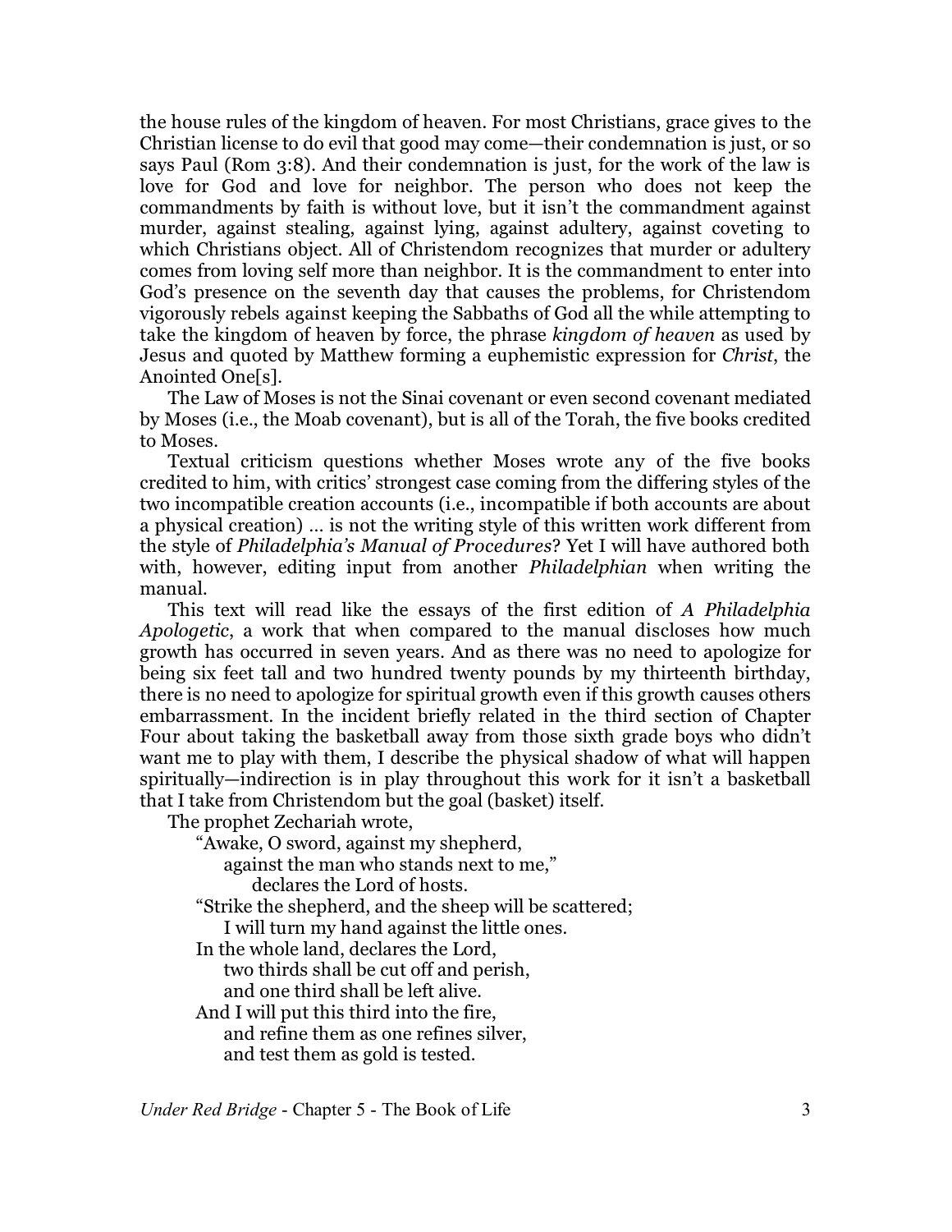the house rules of the kingdom of heaven. For most Christians, grace gives to the Christian license to do evil that good may come—their condemnation is just, or so says Paul (Rom 3:8). And their condemnation is just, for the work of the law is love for God and love for neighbor. The person who does not keep the commandments by faith is without love, but it isn't the commandment against murder, against stealing, against lying, against adultery, against coveting to which Christians object. All of Christendom recognizes that murder or adultery comes from loving self more than neighbor. It is the commandment to enter into God's presence on the seventh day that causes the problems, for Christendom vigorously rebels against keeping the Sabbaths of God all the while attempting to take the kingdom of heaven by force, the phrase *kingdom of heaven* as used by Jesus and quoted by Matthew forming a euphemistic expression for *Christ*, the Anointed One[s].

The Law of Moses is not the Sinai covenant or even second covenant mediated by Moses (i.e., the Moab covenant), but is all of the Torah, the five books credited to Moses.

Textual criticism questions whether Moses wrote any of the five books credited to him, with critics' strongest case coming from the differing styles of the two incompatible creation accounts (i.e., incompatible if both accounts are about a physical creation) … is not the writing style of this written work different from the style of *Philadelphia's Manual of Procedures*? Yet I will have authored both with, however, editing input from another *Philadelphian* when writing the manual.

This text will read like the essays of the first edition of *A Philadelphia Apologetic*, a work that when compared to the manual discloses how much growth has occurred in seven years. And as there was no need to apologize for being six feet tall and two hundred twenty pounds by my thirteenth birthday, there is no need to apologize for spiritual growth even if this growth causes others embarrassment. In the incident briefly related in the third section of Chapter Four about taking the basketball away from those sixth grade boys who didn't want me to play with them, I describe the physical shadow of what will happen spiritually—indirection is in play throughout this work for it isn't a basketball that I take from Christendom but the goal (basket) itself.

The prophet Zechariah wrote,

> "Awake, O sword, against my shepherd,
> against the man who stands next to me,"
> declares the Lord of hosts.
> "Strike the shepherd, and the sheep will be scattered;
> I will turn my hand against the little ones.
> In the whole land, declares the Lord,
> two thirds shall be cut off and perish,
> and one third shall be left alive.
> And I will put this third into the fire,
> and refine them as one refines silver,
> and test them as gold is tested.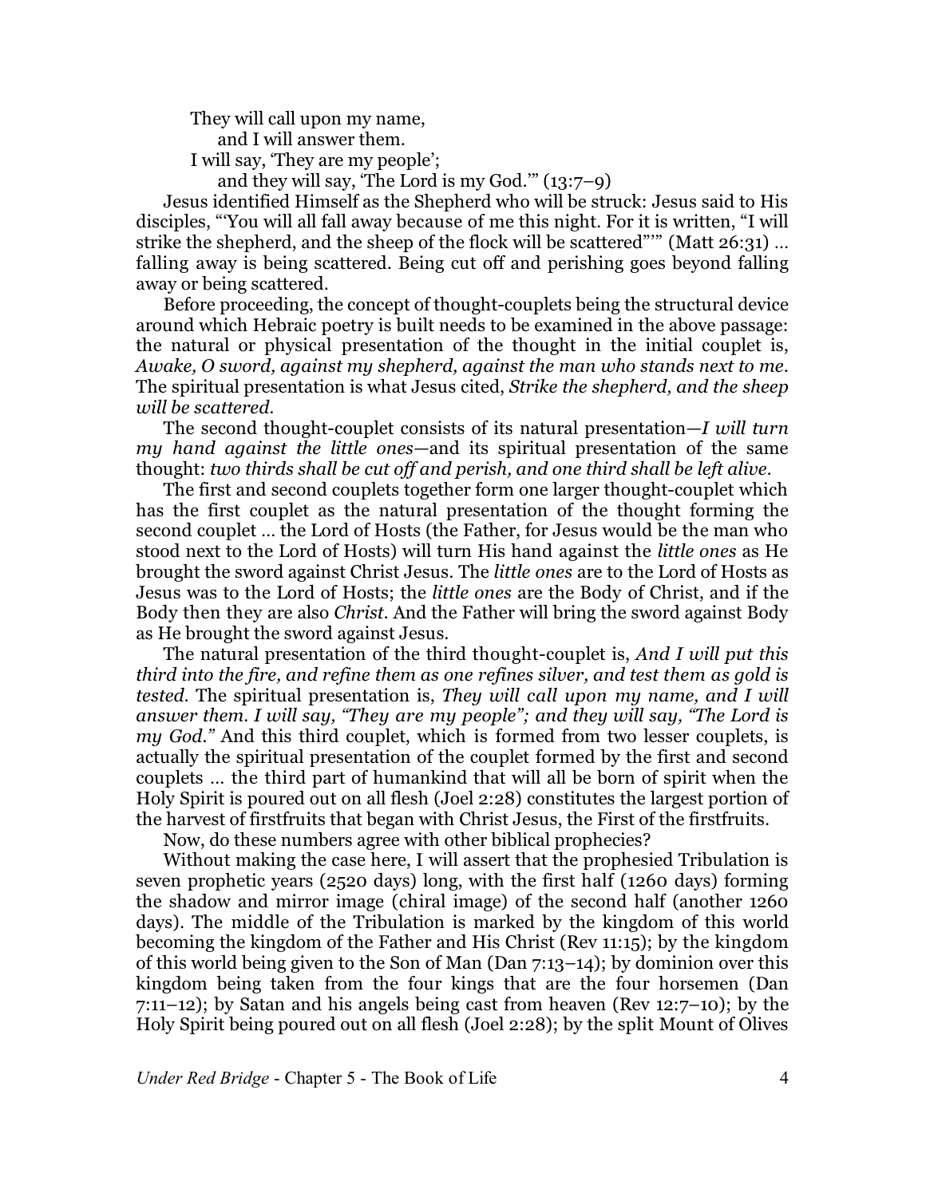They will call upon my name,
 and I will answer them.
I will say, 'They are my people';
 and they will say, 'The Lord is my God.'" (13:7–9)

Jesus identified Himself as the Shepherd who will be struck: Jesus said to His disciples, "'You will all fall away because of me this night. For it is written, "I will strike the shepherd, and the sheep of the flock will be scattered"'" (Matt 26:31) … falling away is being scattered. Being cut off and perishing goes beyond falling away or being scattered.

Before proceeding, the concept of thought-couplets being the structural device around which Hebraic poetry is built needs to be examined in the above passage: the natural or physical presentation of the thought in the initial couplet is, *Awake, O sword, against my shepherd, against the man who stands next to me*. The spiritual presentation is what Jesus cited, *Strike the shepherd, and the sheep will be scattered*.

The second thought-couplet consists of its natural presentation—*I will turn my hand against the little ones*—and its spiritual presentation of the same thought: *two thirds shall be cut off and perish, and one third shall be left alive*.

The first and second couplets together form one larger thought-couplet which has the first couplet as the natural presentation of the thought forming the second couplet … the Lord of Hosts (the Father, for Jesus would be the man who stood next to the Lord of Hosts) will turn His hand against the *little ones* as He brought the sword against Christ Jesus. The *little ones* are to the Lord of Hosts as Jesus was to the Lord of Hosts; the *little ones* are the Body of Christ, and if the Body then they are also *Christ*. And the Father will bring the sword against Body as He brought the sword against Jesus.

The natural presentation of the third thought-couplet is, *And I will put this third into the fire, and refine them as one refines silver, and test them as gold is tested*. The spiritual presentation is, *They will call upon my name, and I will answer them. I will say, "They are my people"; and they will say, "The Lord is my God."* And this third couplet, which is formed from two lesser couplets, is actually the spiritual presentation of the couplet formed by the first and second couplets … the third part of humankind that will all be born of spirit when the Holy Spirit is poured out on all flesh (Joel 2:28) constitutes the largest portion of the harvest of firstfruits that began with Christ Jesus, the First of the firstfruits.

Now, do these numbers agree with other biblical prophecies?

Without making the case here, I will assert that the prophesied Tribulation is seven prophetic years (2520 days) long, with the first half (1260 days) forming the shadow and mirror image (chiral image) of the second half (another 1260 days). The middle of the Tribulation is marked by the kingdom of this world becoming the kingdom of the Father and His Christ (Rev 11:15); by the kingdom of this world being given to the Son of Man (Dan 7:13–14); by dominion over this kingdom being taken from the four kings that are the four horsemen (Dan 7:11–12); by Satan and his angels being cast from heaven (Rev 12:7–10); by the Holy Spirit being poured out on all flesh (Joel 2:28); by the split Mount of Olives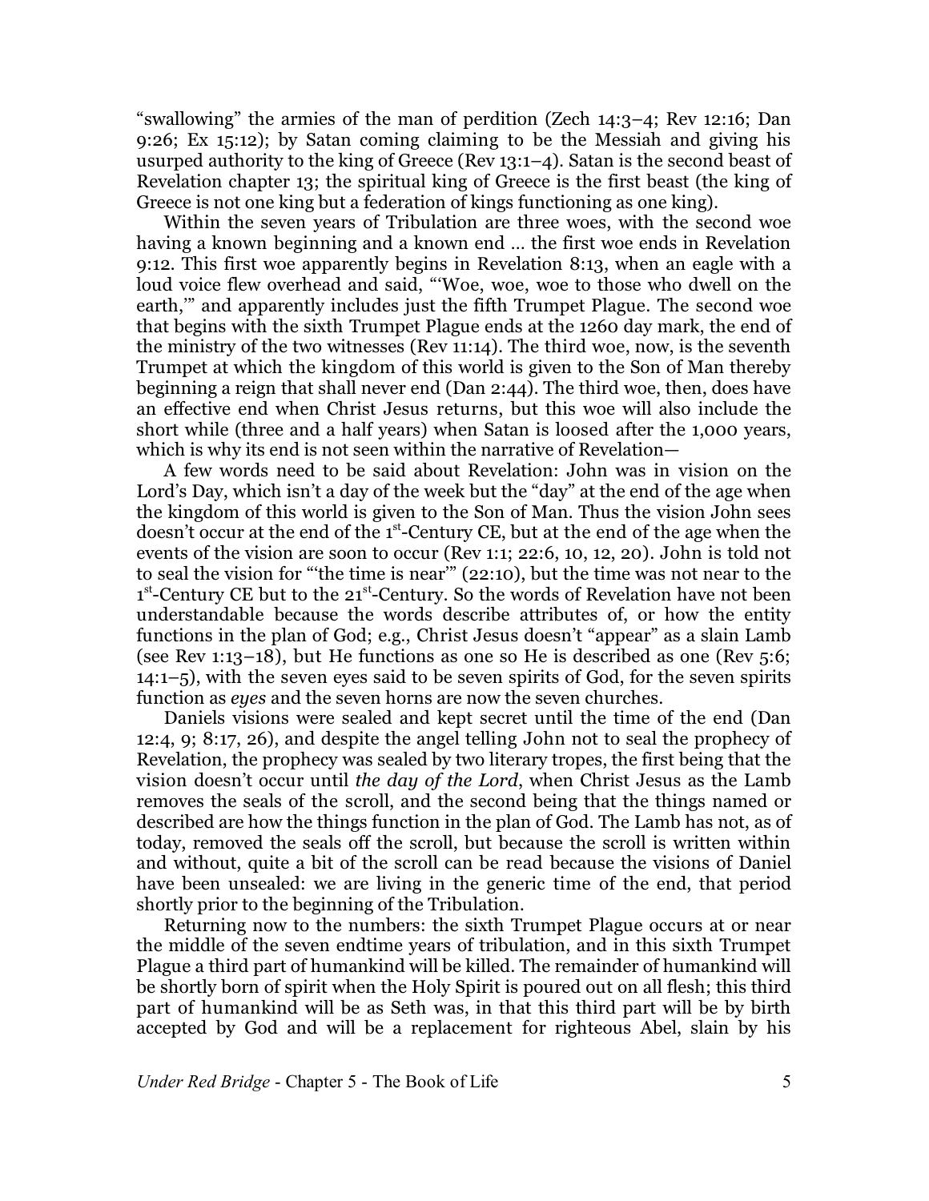"swallowing" the armies of the man of perdition (Zech 14:3–4; Rev 12:16; Dan 9:26; Ex 15:12); by Satan coming claiming to be the Messiah and giving his usurped authority to the king of Greece (Rev 13:1–4). Satan is the second beast of Revelation chapter 13; the spiritual king of Greece is the first beast (the king of Greece is not one king but a federation of kings functioning as one king).

Within the seven years of Tribulation are three woes, with the second woe having a known beginning and a known end … the first woe ends in Revelation 9:12. This first woe apparently begins in Revelation 8:13, when an eagle with a loud voice flew overhead and said, "'Woe, woe, woe to those who dwell on the earth,'" and apparently includes just the fifth Trumpet Plague. The second woe that begins with the sixth Trumpet Plague ends at the 1260 day mark, the end of the ministry of the two witnesses (Rev 11:14). The third woe, now, is the seventh Trumpet at which the kingdom of this world is given to the Son of Man thereby beginning a reign that shall never end (Dan 2:44). The third woe, then, does have an effective end when Christ Jesus returns, but this woe will also include the short while (three and a half years) when Satan is loosed after the 1,000 years, which is why its end is not seen within the narrative of Revelation—

A few words need to be said about Revelation: John was in vision on the Lord's Day, which isn't a day of the week but the "day" at the end of the age when the kingdom of this world is given to the Son of Man. Thus the vision John sees doesn't occur at the end of the 1st-Century CE, but at the end of the age when the events of the vision are soon to occur (Rev 1:1; 22:6, 10, 12, 20). John is told not to seal the vision for "'the time is near'" (22:10), but the time was not near to the 1st-Century CE but to the 21st-Century. So the words of Revelation have not been understandable because the words describe attributes of, or how the entity functions in the plan of God; e.g., Christ Jesus doesn't "appear" as a slain Lamb (see Rev 1:13–18), but He functions as one so He is described as one (Rev 5:6; 14:1–5), with the seven eyes said to be seven spirits of God, for the seven spirits function as *eyes* and the seven horns are now the seven churches.

Daniels visions were sealed and kept secret until the time of the end (Dan 12:4, 9; 8:17, 26), and despite the angel telling John not to seal the prophecy of Revelation, the prophecy was sealed by two literary tropes, the first being that the vision doesn't occur until *the day of the Lord*, when Christ Jesus as the Lamb removes the seals of the scroll, and the second being that the things named or described are how the things function in the plan of God. The Lamb has not, as of today, removed the seals off the scroll, but because the scroll is written within and without, quite a bit of the scroll can be read because the visions of Daniel have been unsealed: we are living in the generic time of the end, that period shortly prior to the beginning of the Tribulation.

Returning now to the numbers: the sixth Trumpet Plague occurs at or near the middle of the seven endtime years of tribulation, and in this sixth Trumpet Plague a third part of humankind will be killed. The remainder of humankind will be shortly born of spirit when the Holy Spirit is poured out on all flesh; this third part of humankind will be as Seth was, in that this third part will be by birth accepted by God and will be a replacement for righteous Abel, slain by his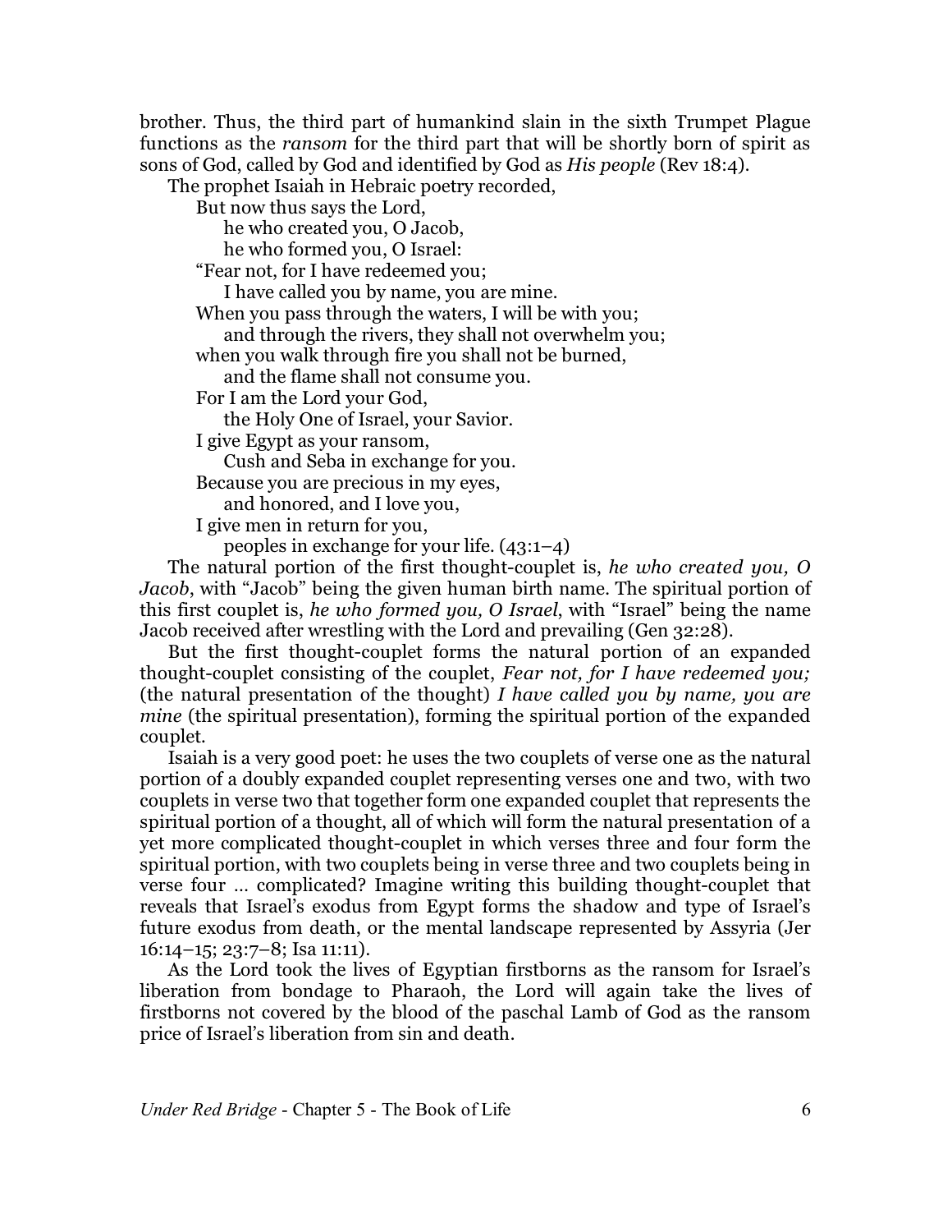brother. Thus, the third part of humankind slain in the sixth Trumpet Plague functions as the *ransom* for the third part that will be shortly born of spirit as sons of God, called by God and identified by God as *His people* (Rev 18:4).

The prophet Isaiah in Hebraic poetry recorded,

> But now thus says the Lord,
> &nbsp;&nbsp;&nbsp;&nbsp;he who created you, O Jacob,
> &nbsp;&nbsp;&nbsp;&nbsp;he who formed you, O Israel:
> "Fear not, for I have redeemed you;
> &nbsp;&nbsp;&nbsp;&nbsp;I have called you by name, you are mine.
> When you pass through the waters, I will be with you;
> &nbsp;&nbsp;&nbsp;&nbsp;and through the rivers, they shall not overwhelm you;
> when you walk through fire you shall not be burned,
> &nbsp;&nbsp;&nbsp;&nbsp;and the flame shall not consume you.
> For I am the Lord your God,
> &nbsp;&nbsp;&nbsp;&nbsp;the Holy One of Israel, your Savior.
> I give Egypt as your ransom,
> &nbsp;&nbsp;&nbsp;&nbsp;Cush and Seba in exchange for you.
> Because you are precious in my eyes,
> &nbsp;&nbsp;&nbsp;&nbsp;and honored, and I love you,
> I give men in return for you,
> &nbsp;&nbsp;&nbsp;&nbsp;peoples in exchange for your life. (43:1–4)

The natural portion of the first thought-couplet is, *he who created you, O Jacob*, with "Jacob" being the given human birth name. The spiritual portion of this first couplet is, *he who formed you, O Israel*, with "Israel" being the name Jacob received after wrestling with the Lord and prevailing (Gen 32:28).

But the first thought-couplet forms the natural portion of an expanded thought-couplet consisting of the couplet, *Fear not, for I have redeemed you;* (the natural presentation of the thought) *I have called you by name, you are mine* (the spiritual presentation), forming the spiritual portion of the expanded couplet.

Isaiah is a very good poet: he uses the two couplets of verse one as the natural portion of a doubly expanded couplet representing verses one and two, with two couplets in verse two that together form one expanded couplet that represents the spiritual portion of a thought, all of which will form the natural presentation of a yet more complicated thought-couplet in which verses three and four form the spiritual portion, with two couplets being in verse three and two couplets being in verse four … complicated? Imagine writing this building thought-couplet that reveals that Israel's exodus from Egypt forms the shadow and type of Israel's future exodus from death, or the mental landscape represented by Assyria (Jer 16:14–15; 23:7–8; Isa 11:11).

As the Lord took the lives of Egyptian firstborns as the ransom for Israel's liberation from bondage to Pharaoh, the Lord will again take the lives of firstborns not covered by the blood of the paschal Lamb of God as the ransom price of Israel's liberation from sin and death.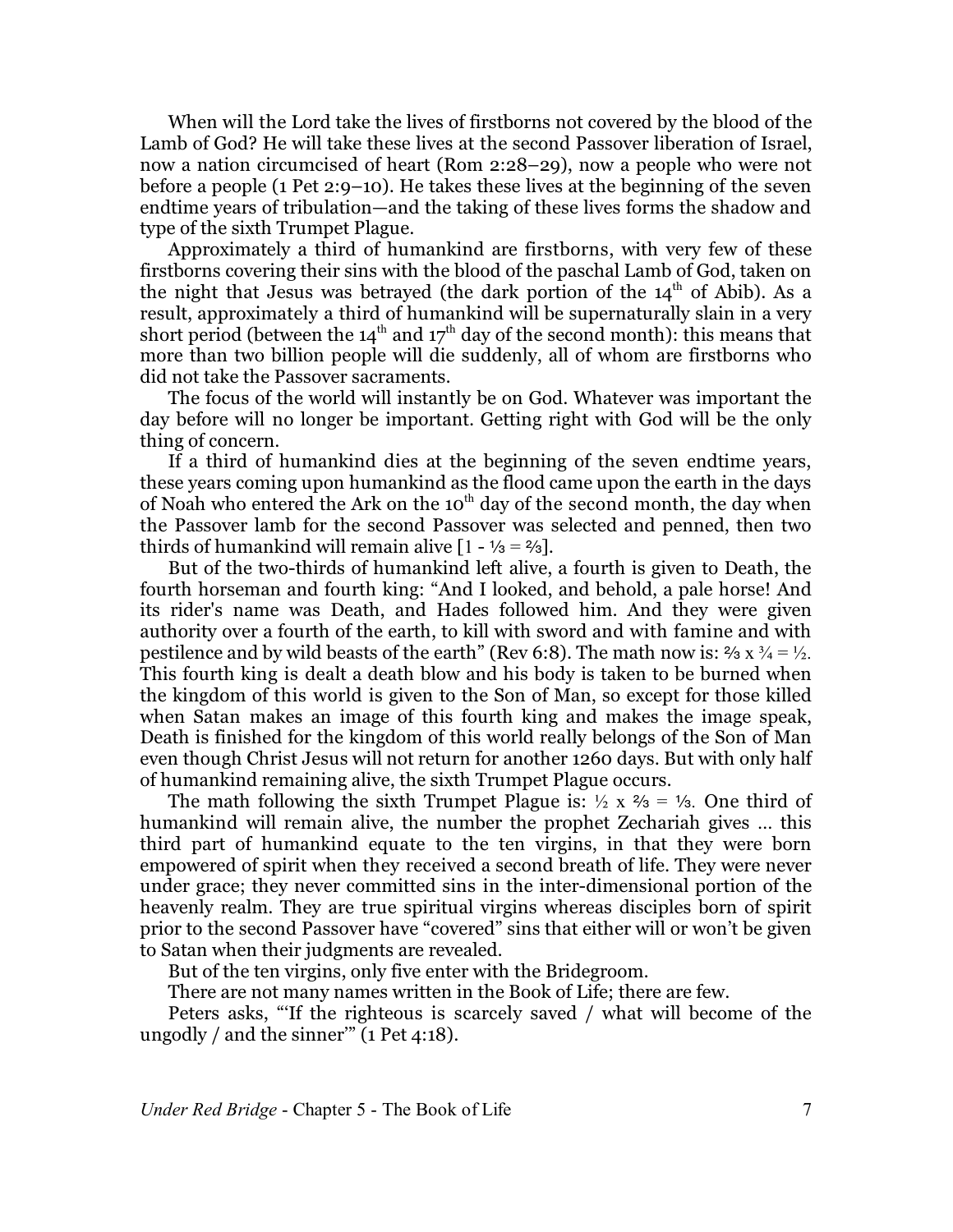When will the Lord take the lives of firstborns not covered by the blood of the Lamb of God? He will take these lives at the second Passover liberation of Israel, now a nation circumcised of heart (Rom 2:28–29), now a people who were not before a people (1 Pet 2:9–10). He takes these lives at the beginning of the seven endtime years of tribulation—and the taking of these lives forms the shadow and type of the sixth Trumpet Plague.

Approximately a third of humankind are firstborns, with very few of these firstborns covering their sins with the blood of the paschal Lamb of God, taken on the night that Jesus was betrayed (the dark portion of the 14th of Abib). As a result, approximately a third of humankind will be supernaturally slain in a very short period (between the 14th and 17th day of the second month): this means that more than two billion people will die suddenly, all of whom are firstborns who did not take the Passover sacraments.

The focus of the world will instantly be on God. Whatever was important the day before will no longer be important. Getting right with God will be the only thing of concern.

If a third of humankind dies at the beginning of the seven endtime years, these years coming upon humankind as the flood came upon the earth in the days of Noah who entered the Ark on the 10th day of the second month, the day when the Passover lamb for the second Passover was selected and penned, then two thirds of humankind will remain alive [$1 - \frac{1}{3} = \frac{2}{3}$].

But of the two-thirds of humankind left alive, a fourth is given to Death, the fourth horseman and fourth king: "And I looked, and behold, a pale horse! And its rider's name was Death, and Hades followed him. And they were given authority over a fourth of the earth, to kill with sword and with famine and with pestilence and by wild beasts of the earth" (Rev 6:8). The math now is: $\frac{2}{3} \times \frac{3}{4} = \frac{1}{2}$. This fourth king is dealt a death blow and his body is taken to be burned when the kingdom of this world is given to the Son of Man, so except for those killed when Satan makes an image of this fourth king and makes the image speak, Death is finished for the kingdom of this world really belongs of the Son of Man even though Christ Jesus will not return for another 1260 days. But with only half of humankind remaining alive, the sixth Trumpet Plague occurs.

The math following the sixth Trumpet Plague is: $\frac{1}{2} \times \frac{2}{3} = \frac{1}{3}$. One third of humankind will remain alive, the number the prophet Zechariah gives … this third part of humankind equate to the ten virgins, in that they were born empowered of spirit when they received a second breath of life. They were never under grace; they never committed sins in the inter-dimensional portion of the heavenly realm. They are true spiritual virgins whereas disciples born of spirit prior to the second Passover have "covered" sins that either will or won't be given to Satan when their judgments are revealed.

But of the ten virgins, only five enter with the Bridegroom.

There are not many names written in the Book of Life; there are few.

Peters asks, "'If the righteous is scarcely saved / what will become of the ungodly / and the sinner'" (1 Pet 4:18).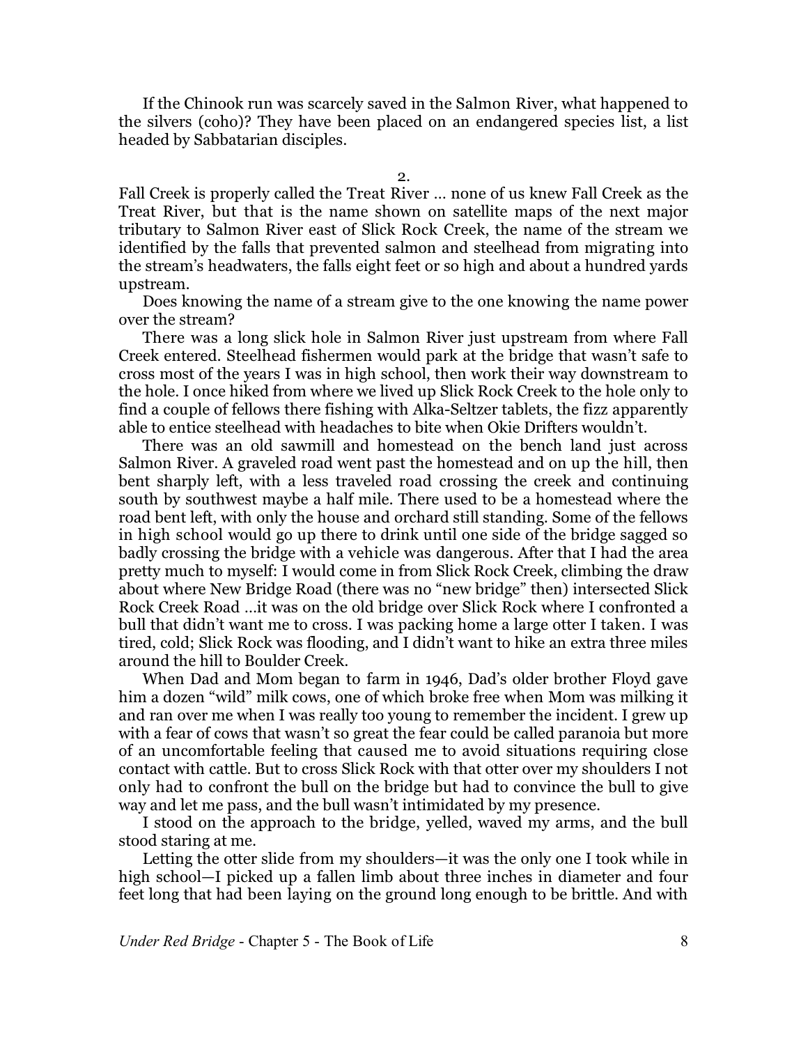If the Chinook run was scarcely saved in the Salmon River, what happened to the silvers (coho)? They have been placed on an endangered species list, a list headed by Sabbatarian disciples.

2.

Fall Creek is properly called the Treat River … none of us knew Fall Creek as the Treat River, but that is the name shown on satellite maps of the next major tributary to Salmon River east of Slick Rock Creek, the name of the stream we identified by the falls that prevented salmon and steelhead from migrating into the stream's headwaters, the falls eight feet or so high and about a hundred yards upstream.

Does knowing the name of a stream give to the one knowing the name power over the stream?

There was a long slick hole in Salmon River just upstream from where Fall Creek entered. Steelhead fishermen would park at the bridge that wasn't safe to cross most of the years I was in high school, then work their way downstream to the hole. I once hiked from where we lived up Slick Rock Creek to the hole only to find a couple of fellows there fishing with Alka-Seltzer tablets, the fizz apparently able to entice steelhead with headaches to bite when Okie Drifters wouldn't.

There was an old sawmill and homestead on the bench land just across Salmon River. A graveled road went past the homestead and on up the hill, then bent sharply left, with a less traveled road crossing the creek and continuing south by southwest maybe a half mile. There used to be a homestead where the road bent left, with only the house and orchard still standing. Some of the fellows in high school would go up there to drink until one side of the bridge sagged so badly crossing the bridge with a vehicle was dangerous. After that I had the area pretty much to myself: I would come in from Slick Rock Creek, climbing the draw about where New Bridge Road (there was no "new bridge" then) intersected Slick Rock Creek Road …it was on the old bridge over Slick Rock where I confronted a bull that didn't want me to cross. I was packing home a large otter I taken. I was tired, cold; Slick Rock was flooding, and I didn't want to hike an extra three miles around the hill to Boulder Creek.

When Dad and Mom began to farm in 1946, Dad's older brother Floyd gave him a dozen "wild" milk cows, one of which broke free when Mom was milking it and ran over me when I was really too young to remember the incident. I grew up with a fear of cows that wasn't so great the fear could be called paranoia but more of an uncomfortable feeling that caused me to avoid situations requiring close contact with cattle. But to cross Slick Rock with that otter over my shoulders I not only had to confront the bull on the bridge but had to convince the bull to give way and let me pass, and the bull wasn't intimidated by my presence.

I stood on the approach to the bridge, yelled, waved my arms, and the bull stood staring at me.

Letting the otter slide from my shoulders—it was the only one I took while in high school—I picked up a fallen limb about three inches in diameter and four feet long that had been laying on the ground long enough to be brittle. And with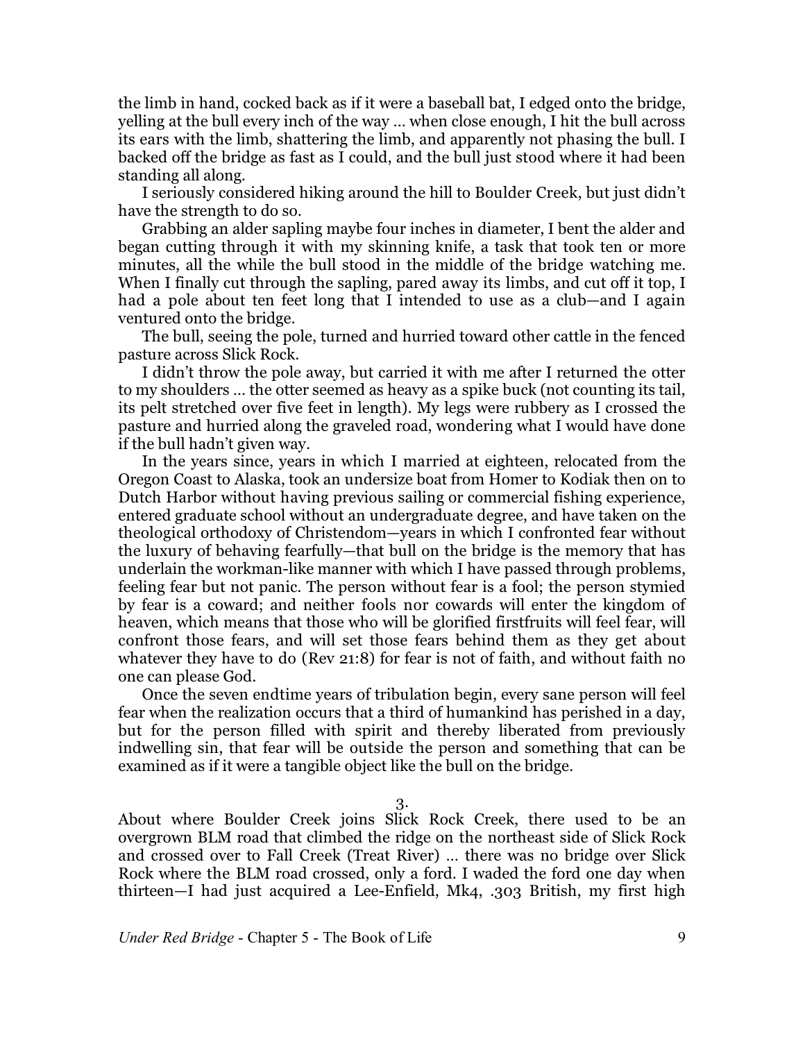the limb in hand, cocked back as if it were a baseball bat, I edged onto the bridge, yelling at the bull every inch of the way … when close enough, I hit the bull across its ears with the limb, shattering the limb, and apparently not phasing the bull. I backed off the bridge as fast as I could, and the bull just stood where it had been standing all along.

I seriously considered hiking around the hill to Boulder Creek, but just didn't have the strength to do so.

Grabbing an alder sapling maybe four inches in diameter, I bent the alder and began cutting through it with my skinning knife, a task that took ten or more minutes, all the while the bull stood in the middle of the bridge watching me. When I finally cut through the sapling, pared away its limbs, and cut off it top, I had a pole about ten feet long that I intended to use as a club—and I again ventured onto the bridge.

The bull, seeing the pole, turned and hurried toward other cattle in the fenced pasture across Slick Rock.

I didn't throw the pole away, but carried it with me after I returned the otter to my shoulders … the otter seemed as heavy as a spike buck (not counting its tail, its pelt stretched over five feet in length). My legs were rubbery as I crossed the pasture and hurried along the graveled road, wondering what I would have done if the bull hadn't given way.

In the years since, years in which I married at eighteen, relocated from the Oregon Coast to Alaska, took an undersize boat from Homer to Kodiak then on to Dutch Harbor without having previous sailing or commercial fishing experience, entered graduate school without an undergraduate degree, and have taken on the theological orthodoxy of Christendom—years in which I confronted fear without the luxury of behaving fearfully—that bull on the bridge is the memory that has underlain the workman-like manner with which I have passed through problems, feeling fear but not panic. The person without fear is a fool; the person stymied by fear is a coward; and neither fools nor cowards will enter the kingdom of heaven, which means that those who will be glorified firstfruits will feel fear, will confront those fears, and will set those fears behind them as they get about whatever they have to do (Rev 21:8) for fear is not of faith, and without faith no one can please God.

Once the seven endtime years of tribulation begin, every sane person will feel fear when the realization occurs that a third of humankind has perished in a day, but for the person filled with spirit and thereby liberated from previously indwelling sin, that fear will be outside the person and something that can be examined as if it were a tangible object like the bull on the bridge.

3.

About where Boulder Creek joins Slick Rock Creek, there used to be an overgrown BLM road that climbed the ridge on the northeast side of Slick Rock and crossed over to Fall Creek (Treat River) … there was no bridge over Slick Rock where the BLM road crossed, only a ford. I waded the ford one day when thirteen—I had just acquired a Lee-Enfield, Mk4, .303 British, my first high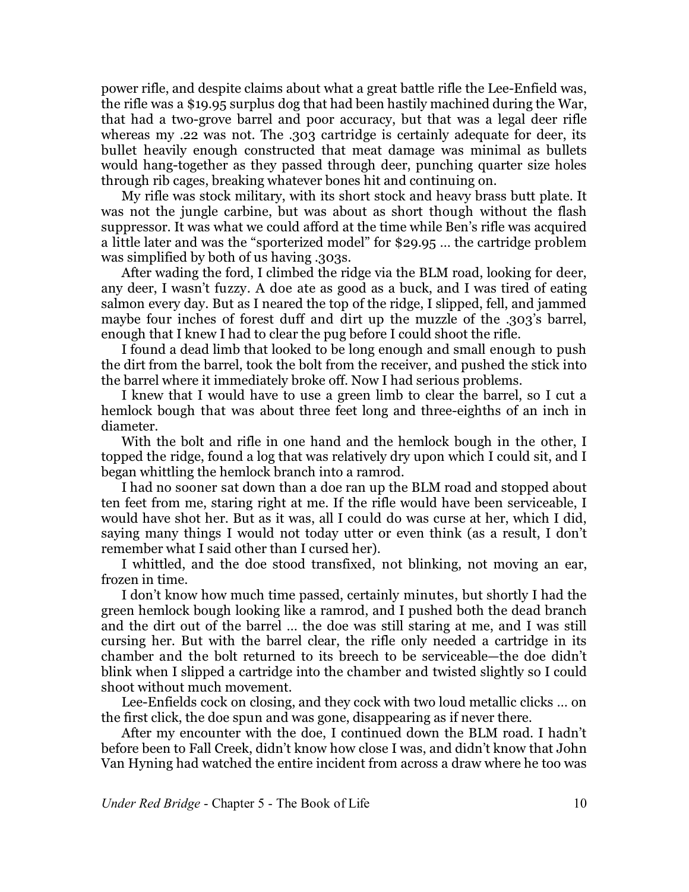power rifle, and despite claims about what a great battle rifle the Lee-Enfield was, the rifle was a $19.95 surplus dog that had been hastily machined during the War, that had a two-grove barrel and poor accuracy, but that was a legal deer rifle whereas my .22 was not. The .303 cartridge is certainly adequate for deer, its bullet heavily enough constructed that meat damage was minimal as bullets would hang-together as they passed through deer, punching quarter size holes through rib cages, breaking whatever bones hit and continuing on.

My rifle was stock military, with its short stock and heavy brass butt plate. It was not the jungle carbine, but was about as short though without the flash suppressor. It was what we could afford at the time while Ben's rifle was acquired a little later and was the "sporterized model" for $29.95 … the cartridge problem was simplified by both of us having .303s.

After wading the ford, I climbed the ridge via the BLM road, looking for deer, any deer, I wasn't fuzzy. A doe ate as good as a buck, and I was tired of eating salmon every day. But as I neared the top of the ridge, I slipped, fell, and jammed maybe four inches of forest duff and dirt up the muzzle of the .303's barrel, enough that I knew I had to clear the pug before I could shoot the rifle.

I found a dead limb that looked to be long enough and small enough to push the dirt from the barrel, took the bolt from the receiver, and pushed the stick into the barrel where it immediately broke off. Now I had serious problems.

I knew that I would have to use a green limb to clear the barrel, so I cut a hemlock bough that was about three feet long and three-eighths of an inch in diameter.

With the bolt and rifle in one hand and the hemlock bough in the other, I topped the ridge, found a log that was relatively dry upon which I could sit, and I began whittling the hemlock branch into a ramrod.

I had no sooner sat down than a doe ran up the BLM road and stopped about ten feet from me, staring right at me. If the rifle would have been serviceable, I would have shot her. But as it was, all I could do was curse at her, which I did, saying many things I would not today utter or even think (as a result, I don't remember what I said other than I cursed her).

I whittled, and the doe stood transfixed, not blinking, not moving an ear, frozen in time.

I don't know how much time passed, certainly minutes, but shortly I had the green hemlock bough looking like a ramrod, and I pushed both the dead branch and the dirt out of the barrel … the doe was still staring at me, and I was still cursing her. But with the barrel clear, the rifle only needed a cartridge in its chamber and the bolt returned to its breech to be serviceable—the doe didn't blink when I slipped a cartridge into the chamber and twisted slightly so I could shoot without much movement.

Lee-Enfields cock on closing, and they cock with two loud metallic clicks … on the first click, the doe spun and was gone, disappearing as if never there.

After my encounter with the doe, I continued down the BLM road. I hadn't before been to Fall Creek, didn't know how close I was, and didn't know that John Van Hyning had watched the entire incident from across a draw where he too was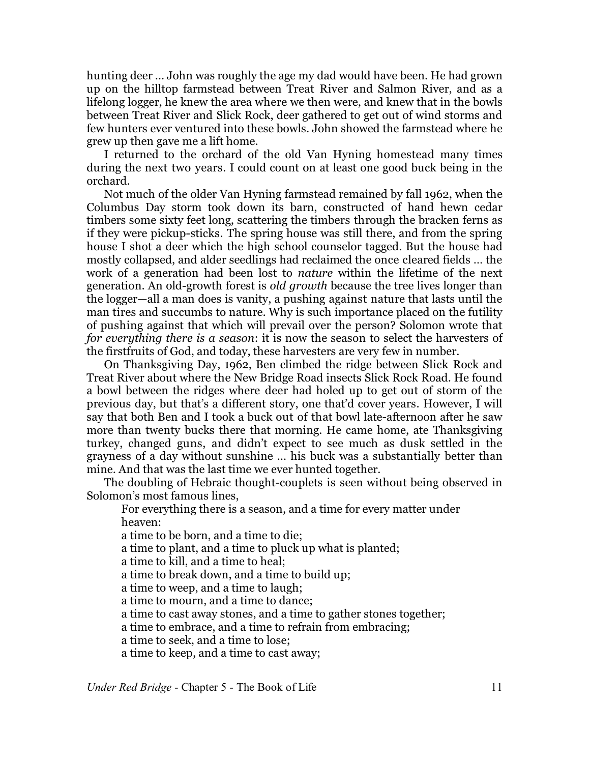hunting deer … John was roughly the age my dad would have been. He had grown up on the hilltop farmstead between Treat River and Salmon River, and as a lifelong logger, he knew the area where we then were, and knew that in the bowls between Treat River and Slick Rock, deer gathered to get out of wind storms and few hunters ever ventured into these bowls. John showed the farmstead where he grew up then gave me a lift home.

I returned to the orchard of the old Van Hyning homestead many times during the next two years. I could count on at least one good buck being in the orchard.

Not much of the older Van Hyning farmstead remained by fall 1962, when the Columbus Day storm took down its barn, constructed of hand hewn cedar timbers some sixty feet long, scattering the timbers through the bracken ferns as if they were pickup-sticks. The spring house was still there, and from the spring house I shot a deer which the high school counselor tagged. But the house had mostly collapsed, and alder seedlings had reclaimed the once cleared fields … the work of a generation had been lost to *nature* within the lifetime of the next generation. An old-growth forest is *old growth* because the tree lives longer than the logger—all a man does is vanity, a pushing against nature that lasts until the man tires and succumbs to nature. Why is such importance placed on the futility of pushing against that which will prevail over the person? Solomon wrote that *for everything there is a season*: it is now the season to select the harvesters of the firstfruits of God, and today, these harvesters are very few in number.

On Thanksgiving Day, 1962, Ben climbed the ridge between Slick Rock and Treat River about where the New Bridge Road insects Slick Rock Road. He found a bowl between the ridges where deer had holed up to get out of storm of the previous day, but that's a different story, one that'd cover years. However, I will say that both Ben and I took a buck out of that bowl late-afternoon after he saw more than twenty bucks there that morning. He came home, ate Thanksgiving turkey, changed guns, and didn't expect to see much as dusk settled in the grayness of a day without sunshine … his buck was a substantially better than mine. And that was the last time we ever hunted together.

The doubling of Hebraic thought-couplets is seen without being observed in Solomon's most famous lines,

> For everything there is a season, and a time for every matter under heaven:
> a time to be born, and a time to die;
> a time to plant, and a time to pluck up what is planted;
> a time to kill, and a time to heal;
> a time to break down, and a time to build up;
> a time to weep, and a time to laugh;
> a time to mourn, and a time to dance;
> a time to cast away stones, and a time to gather stones together;
> a time to embrace, and a time to refrain from embracing;
> a time to seek, and a time to lose;
> a time to keep, and a time to cast away;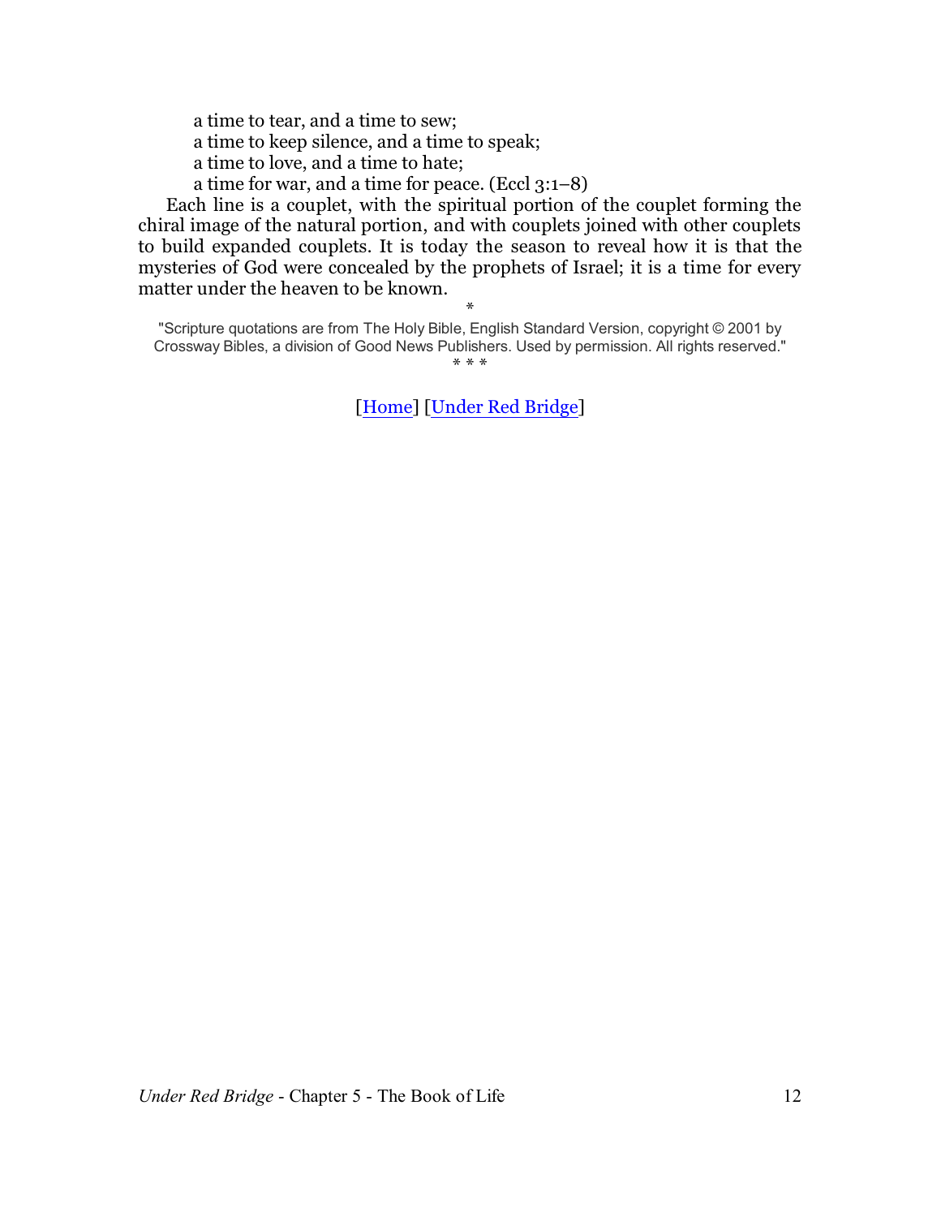a time to tear, and a time to sew;
a time to keep silence, and a time to speak;
a time to love, and a time to hate;
a time for war, and a time for peace. (Eccl 3:1–8)

Each line is a couplet, with the spiritual portion of the couplet forming the chiral image of the natural portion, and with couplets joined with other couplets to build expanded couplets. It is today the season to reveal how it is that the mysteries of God were concealed by the prophets of Israel; it is a time for every matter under the heaven to be known.

*

"Scripture quotations are from The Holy Bible, English Standard Version, copyright © 2001 by Crossway Bibles, a division of Good News Publishers. Used by permission. All rights reserved."

* * *

[Home] [Under Red Bridge]